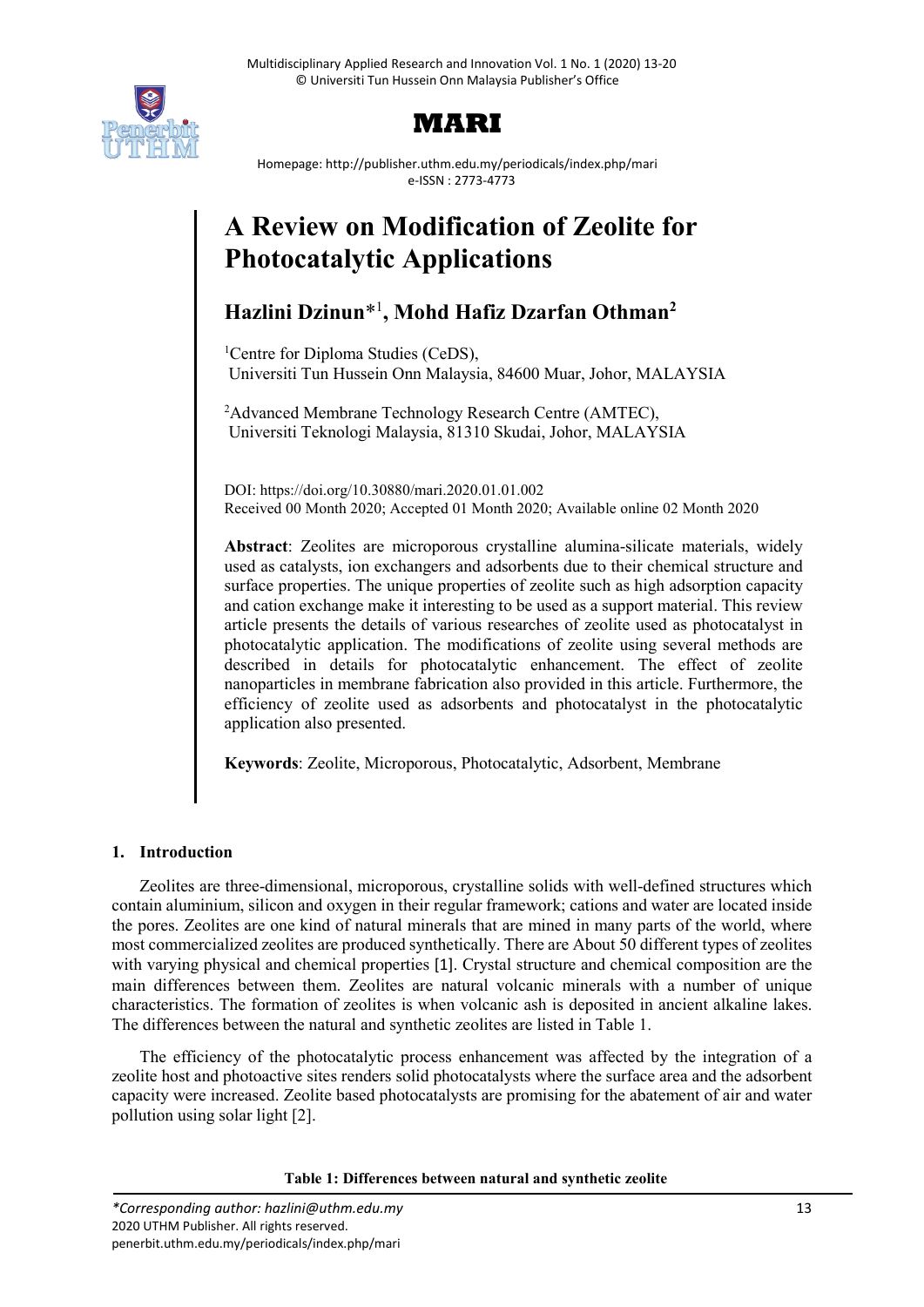# A Review on Modification of Zeolite for Photocatalytic Applications

**Hazlini Dzinun**\*[1], **Mohd Hafiz Dzarfan Othman**[2]

[1]Centre for Diploma Studies (CeDS), Universiti Tun Hussein Onn Malaysia, 84600 Muar, Johor, MALAYSIA

[2]Advanced Membrane Technology Research Centre (AMTEC), Universiti Teknologi Malaysia, 81310 Skudai, Johor, MALAYSIA

DOI: https://doi.org/10.30880/mari.2020.01.01.002
Received 00 Month 2020; Accepted 01 Month 2020; Available online 02 Month 2020

**Abstract**: Zeolites are microporous crystalline alumina-silicate materials, widely used as catalysts, ion exchangers and adsorbents due to their chemical structure and surface properties. The unique properties of zeolite such as high adsorption capacity and cation exchange make it interesting to be used as a support material. This review article presents the details of various researches of zeolite used as photocatalyst in photocatalytic application. The modifications of zeolite using several methods are described in details for photocatalytic enhancement. The effect of zeolite nanoparticles in membrane fabrication also provided in this article. Furthermore, the efficiency of zeolite used as adsorbents and photocatalyst in the photocatalytic application also presented.

**Keywords**: Zeolite, Microporous, Photocatalytic, Adsorbent, Membrane

## 1. Introduction

Zeolites are three-dimensional, microporous, crystalline solids with well-defined structures which contain aluminium, silicon and oxygen in their regular framework; cations and water are located inside the pores. Zeolites are one kind of natural minerals that are mined in many parts of the world, where most commercialized zeolites are produced synthetically. There are About 50 different types of zeolites with varying physical and chemical properties [1]. Crystal structure and chemical composition are the main differences between them. Zeolites are natural volcanic minerals with a number of unique characteristics. The formation of zeolites is when volcanic ash is deposited in ancient alkaline lakes. The differences between the natural and synthetic zeolites are listed in Table 1.

The efficiency of the photocatalytic process enhancement was affected by the integration of a zeolite host and photoactive sites renders solid photocatalysts where the surface area and the adsorbent capacity were increased. Zeolite based photocatalysts are promising for the abatement of air and water pollution using solar light [2].

**Table 1: Differences between natural and synthetic zeolite**

\*Corresponding author: hazlini@uthm.edu.my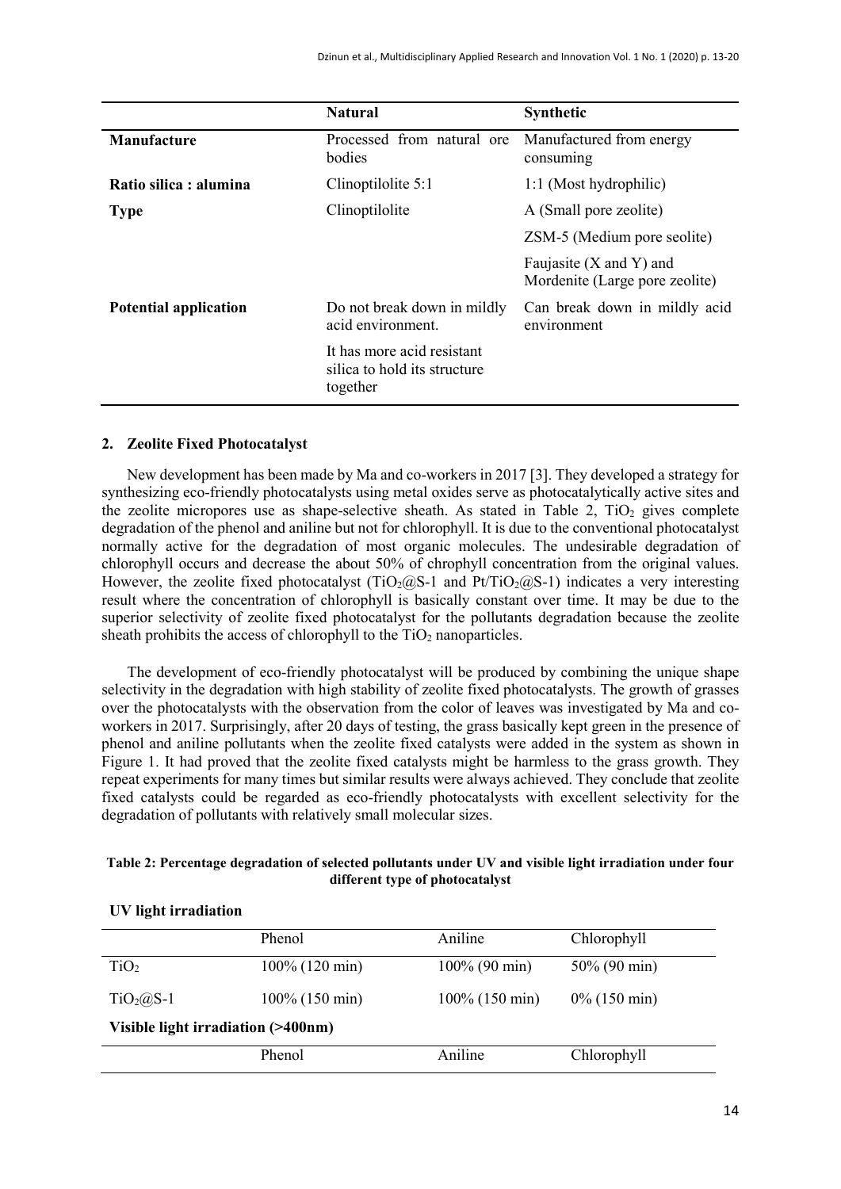|  | **Natural** | **Synthetic** |
|---|---|---|
| **Manufacture** | Processed from natural ore bodies | Manufactured from energy consuming |
| **Ratio silica : alumina** | Clinoptilolite 5:1 | 1:1 (Most hydrophilic) |
| **Type** | Clinoptilolite | A (Small pore zeolite) |
|  |  | ZSM-5 (Medium pore seolite) |
|  |  | Faujasite (X and Y) and Mordenite (Large pore zeolite) |
| **Potential application** | Do not break down in mildly acid environment. | Can break down in mildly acid environment |
|  | It has more acid resistant silica to hold its structure together |  |

## 2. Zeolite Fixed Photocatalyst

New development has been made by Ma and co-workers in 2017 [3]. They developed a strategy for synthesizing eco-friendly photocatalysts using metal oxides serve as photocatalytically active sites and the zeolite micropores use as shape-selective sheath. As stated in Table 2, $TiO_2$ gives complete degradation of the phenol and aniline but not for chlorophyll. It is due to the conventional photocatalyst normally active for the degradation of most organic molecules. The undesirable degradation of chlorophyll occurs and decrease the about 50% of chrophyll concentration from the original values. However, the zeolite fixed photocatalyst ($TiO_2$@S-1 and Pt/$TiO_2$@S-1) indicates a very interesting result where the concentration of chlorophyll is basically constant over time. It may be due to the superior selectivity of zeolite fixed photocatalyst for the pollutants degradation because the zeolite sheath prohibits the access of chlorophyll to the $TiO_2$ nanoparticles.

The development of eco-friendly photocatalyst will be produced by combining the unique shape selectivity in the degradation with high stability of zeolite fixed photocatalysts. The growth of grasses over the photocatalysts with the observation from the color of leaves was investigated by Ma and co-workers in 2017. Surprisingly, after 20 days of testing, the grass basically kept green in the presence of phenol and aniline pollutants when the zeolite fixed catalysts were added in the system as shown in Figure 1. It had proved that the zeolite fixed catalysts might be harmless to the grass growth. They repeat experiments for many times but similar results were always achieved. They conclude that zeolite fixed catalysts could be regarded as eco-friendly photocatalysts with excellent selectivity for the degradation of pollutants with relatively small molecular sizes.

**Table 2: Percentage degradation of selected pollutants under UV and visible light irradiation under four different type of photocatalyst**

**UV light irradiation**

|  | Phenol | Aniline | Chlorophyll |
|---|---|---|---|
| $TiO_2$ | 100% (120 min) | 100% (90 min) | 50% (90 min) |
| $TiO_2$@S-1 | 100% (150 min) | 100% (150 min) | 0% (150 min) |
| **Visible light irradiation (>400nm)** |  |  |  |
|  | Phenol | Aniline | Chlorophyll |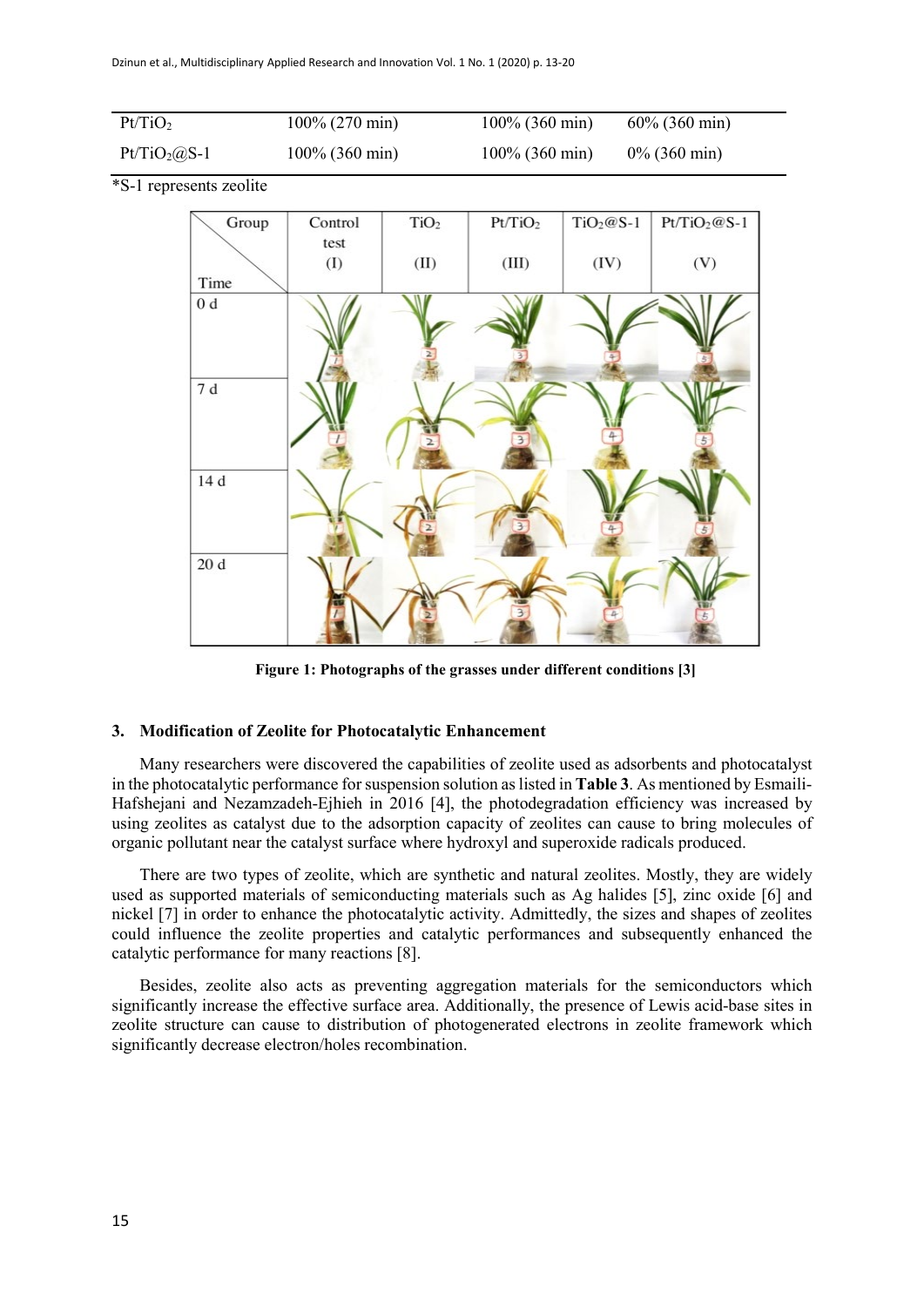| | | | |
|---|---|---|---|
| $Pt/TiO_2$ | 100% (270 min) | 100% (360 min) | 60% (360 min) |
| $Pt/TiO_2$@S-1 | 100% (360 min) | 100% (360 min) | 0% (360 min) |

*S-1 represents zeolite

| Time \ Group | Control test (I) | $TiO_2$ (II) | $Pt/TiO_2$ (III) | $TiO_2$@S-1 (IV) | $Pt/TiO_2$@S-1 (V) |
|---|---|---|---|---|---|
| 0 d | | | | | |
| 7 d | | | | | |
| 14 d | | | | | |
| 20 d | | | | | |

**Figure 1: Photographs of the grasses under different conditions [3]**

## 3. Modification of Zeolite for Photocatalytic Enhancement

Many researchers were discovered the capabilities of zeolite used as adsorbents and photocatalyst in the photocatalytic performance for suspension solution as listed in **Table 3**. As mentioned by Esmaili-Hafshejani and Nezamzadeh-Ejhieh in 2016 [4], the photodegradation efficiency was increased by using zeolites as catalyst due to the adsorption capacity of zeolites can cause to bring molecules of organic pollutant near the catalyst surface where hydroxyl and superoxide radicals produced.

There are two types of zeolite, which are synthetic and natural zeolites. Mostly, they are widely used as supported materials of semiconducting materials such as Ag halides [5], zinc oxide [6] and nickel [7] in order to enhance the photocatalytic activity. Admittedly, the sizes and shapes of zeolites could influence the zeolite properties and catalytic performances and subsequently enhanced the catalytic performance for many reactions [8].

Besides, zeolite also acts as preventing aggregation materials for the semiconductors which significantly increase the effective surface area. Additionally, the presence of Lewis acid-base sites in zeolite structure can cause to distribution of photogenerated electrons in zeolite framework which significantly decrease electron/holes recombination.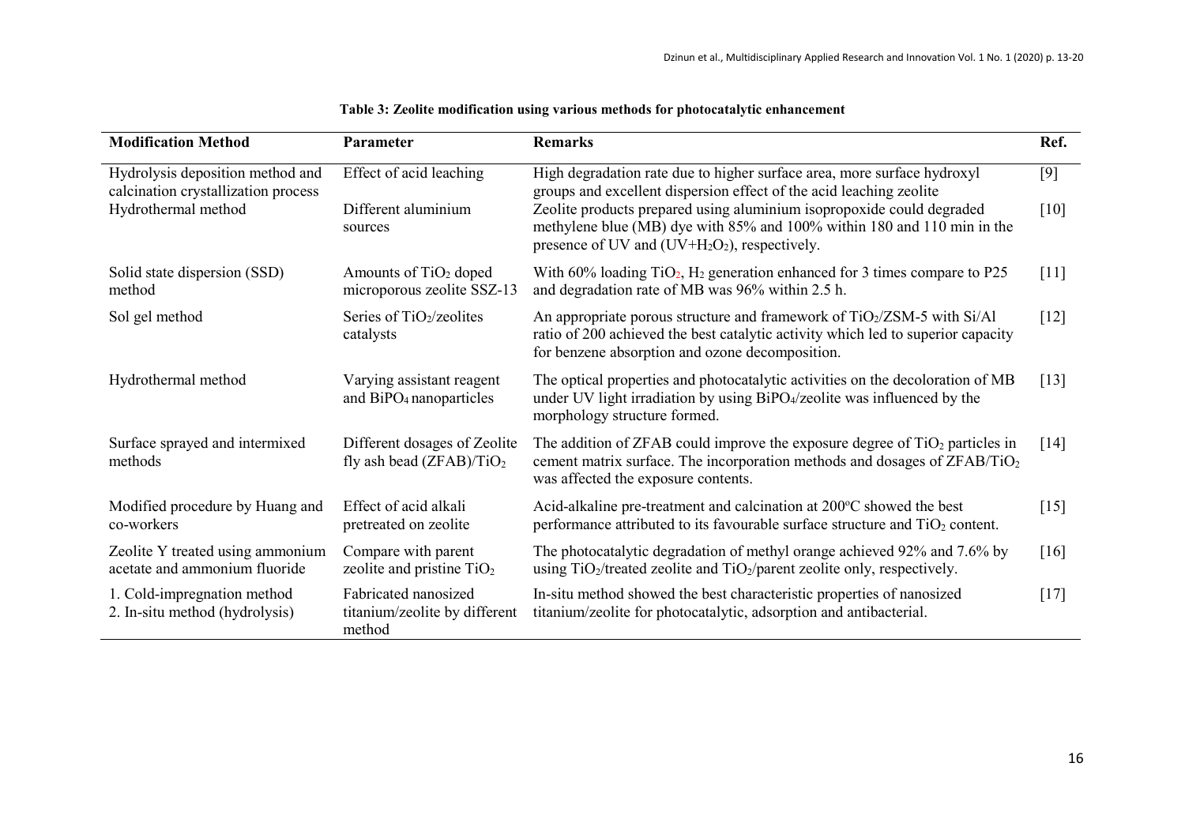**Table 3: Zeolite modification using various methods for photocatalytic enhancement**

| Modification Method | Parameter | Remarks | Ref. |
|---|---|---|---|
| Hydrolysis deposition method and calcination crystallization process | Effect of acid leaching | High degradation rate due to higher surface area, more surface hydroxyl groups and excellent dispersion effect of the acid leaching zeolite | [9] |
| Hydrothermal method | Different aluminium sources | Zeolite products prepared using aluminium isopropoxide could degraded methylene blue (MB) dye with 85% and 100% within 180 and 110 min in the presence of UV and (UV+$H_2O_2$), respectively. | [10] |
| Solid state dispersion (SSD) method | Amounts of $TiO_2$ doped microporous zeolite SSZ-13 | With 60% loading $TiO_2$, $H_2$ generation enhanced for 3 times compare to P25 and degradation rate of MB was 96% within 2.5 h. | [11] |
| Sol gel method | Series of $TiO_2$/zeolites catalysts | An appropriate porous structure and framework of $TiO_2$/ZSM-5 with Si/Al ratio of 200 achieved the best catalytic activity which led to superior capacity for benzene absorption and ozone decomposition. | [12] |
| Hydrothermal method | Varying assistant reagent and $BiPO_4$ nanoparticles | The optical properties and photocatalytic activities on the decoloration of MB under UV light irradiation by using $BiPO_4$/zeolite was influenced by the morphology structure formed. | [13] |
| Surface sprayed and intermixed methods | Different dosages of Zeolite fly ash bead (ZFAB)/$TiO_2$ | The addition of ZFAB could improve the exposure degree of $TiO_2$ particles in cement matrix surface. The incorporation methods and dosages of ZFAB/$TiO_2$ was affected the exposure contents. | [14] |
| Modified procedure by Huang and co-workers | Effect of acid alkali pretreated on zeolite | Acid-alkaline pre-treatment and calcination at 200°C showed the best performance attributed to its favourable surface structure and $TiO_2$ content. | [15] |
| Zeolite Y treated using ammonium acetate and ammonium fluoride | Compare with parent zeolite and pristine $TiO_2$ | The photocatalytic degradation of methyl orange achieved 92% and 7.6% by using $TiO_2$/treated zeolite and $TiO_2$/parent zeolite only, respectively. | [16] |
| 1. Cold-impregnation method<br>2. In-situ method (hydrolysis) | Fabricated nanosized titanium/zeolite by different method | In-situ method showed the best characteristic properties of nanosized titanium/zeolite for photocatalytic, adsorption and antibacterial. | [17] |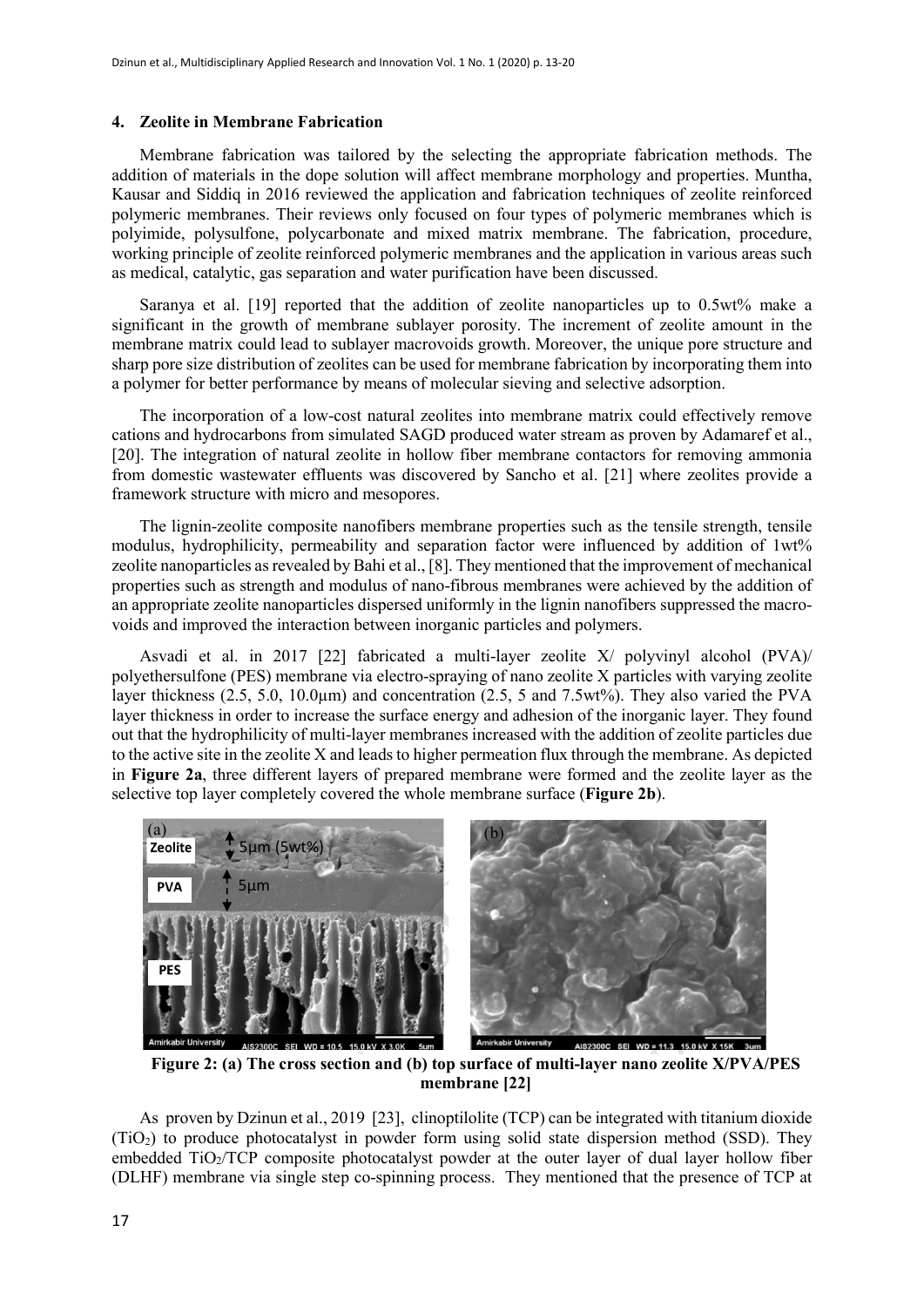## 4. Zeolite in Membrane Fabrication

Membrane fabrication was tailored by the selecting the appropriate fabrication methods. The addition of materials in the dope solution will affect membrane morphology and properties. Muntha, Kausar and Siddiq in 2016 reviewed the application and fabrication techniques of zeolite reinforced polymeric membranes. Their reviews only focused on four types of polymeric membranes which is polyimide, polysulfone, polycarbonate and mixed matrix membrane. The fabrication, procedure, working principle of zeolite reinforced polymeric membranes and the application in various areas such as medical, catalytic, gas separation and water purification have been discussed.

Saranya et al. [19] reported that the addition of zeolite nanoparticles up to 0.5wt% make a significant in the growth of membrane sublayer porosity. The increment of zeolite amount in the membrane matrix could lead to sublayer macrovoids growth. Moreover, the unique pore structure and sharp pore size distribution of zeolites can be used for membrane fabrication by incorporating them into a polymer for better performance by means of molecular sieving and selective adsorption.

The incorporation of a low-cost natural zeolites into membrane matrix could effectively remove cations and hydrocarbons from simulated SAGD produced water stream as proven by Adamaref et al., [20]. The integration of natural zeolite in hollow fiber membrane contactors for removing ammonia from domestic wastewater effluents was discovered by Sancho et al. [21] where zeolites provide a framework structure with micro and mesopores.

The lignin-zeolite composite nanofibers membrane properties such as the tensile strength, tensile modulus, hydrophilicity, permeability and separation factor were influenced by addition of 1wt% zeolite nanoparticles as revealed by Bahi et al., [8]. They mentioned that the improvement of mechanical properties such as strength and modulus of nano-fibrous membranes were achieved by the addition of an appropriate zeolite nanoparticles dispersed uniformly in the lignin nanofibers suppressed the macro-voids and improved the interaction between inorganic particles and polymers.

Asvadi et al. in 2017 [22] fabricated a multi-layer zeolite X/ polyvinyl alcohol (PVA)/ polyethersulfone (PES) membrane via electro-spraying of nano zeolite X particles with varying zeolite layer thickness (2.5, 5.0, 10.0µm) and concentration (2.5, 5 and 7.5wt%). They also varied the PVA layer thickness in order to increase the surface energy and adhesion of the inorganic layer. They found out that the hydrophilicity of multi-layer membranes increased with the addition of zeolite particles due to the active site in the zeolite X and leads to higher permeation flux through the membrane. As depicted in **Figure 2a**, three different layers of prepared membrane were formed and the zeolite layer as the selective top layer completely covered the whole membrane surface (**Figure 2b**).

**Figure 2: (a) The cross section and (b) top surface of multi-layer nano zeolite X/PVA/PES membrane [22]**

As proven by Dzinun et al., 2019 [23], clinoptilolite (TCP) can be integrated with titanium dioxide ($TiO_2$) to produce photocatalyst in powder form using solid state dispersion method (SSD). They embedded $TiO_2$/TCP composite photocatalyst powder at the outer layer of dual layer hollow fiber (DLHF) membrane via single step co-spinning process. They mentioned that the presence of TCP at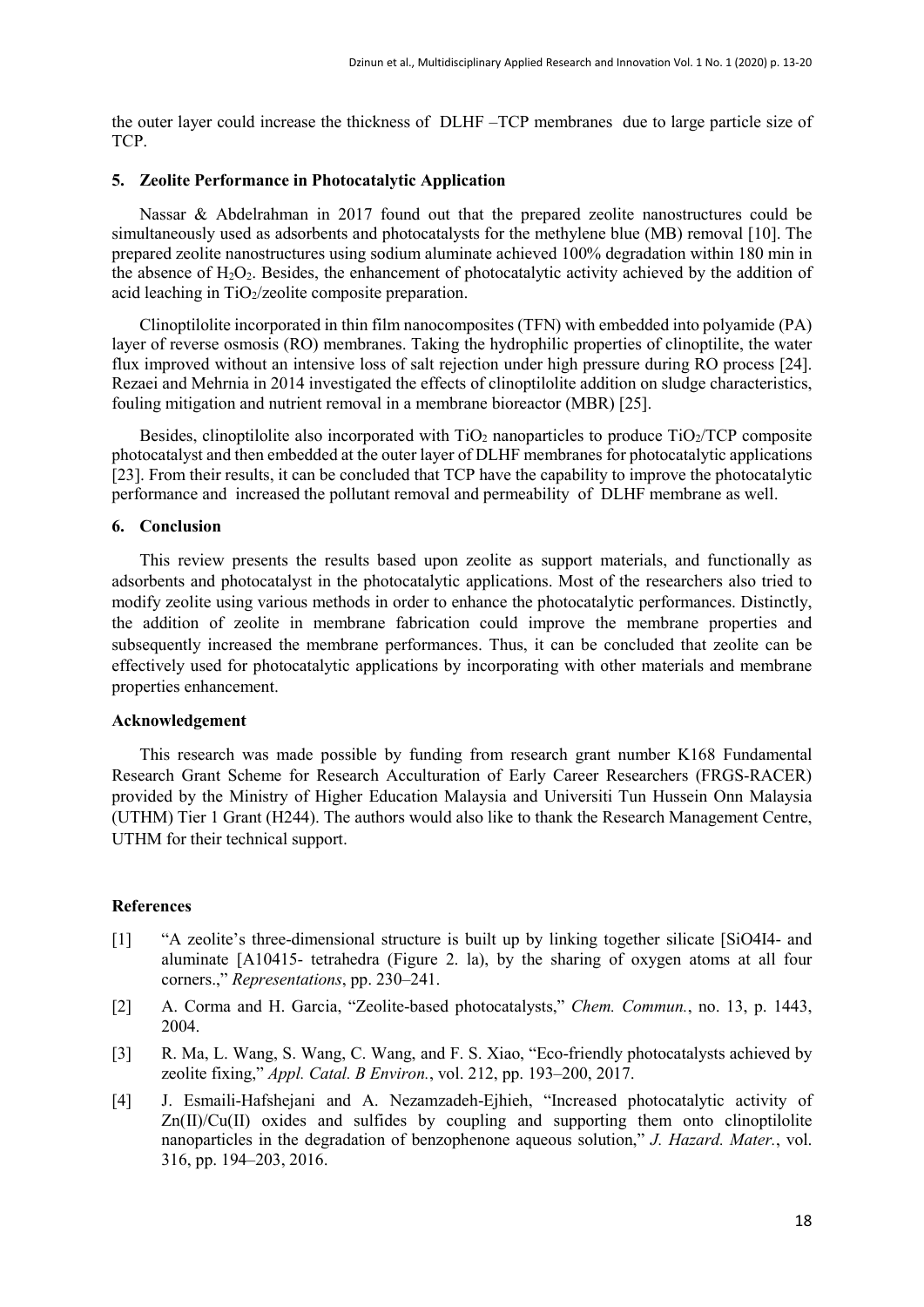the outer layer could increase the thickness of DLHF –TCP membranes due to large particle size of TCP.

## 5. Zeolite Performance in Photocatalytic Application

Nassar & Abdelrahman in 2017 found out that the prepared zeolite nanostructures could be simultaneously used as adsorbents and photocatalysts for the methylene blue (MB) removal [10]. The prepared zeolite nanostructures using sodium aluminate achieved 100% degradation within 180 min in the absence of $H_2O_2$. Besides, the enhancement of photocatalytic activity achieved by the addition of acid leaching in $TiO_2$/zeolite composite preparation.

Clinoptilolite incorporated in thin film nanocomposites (TFN) with embedded into polyamide (PA) layer of reverse osmosis (RO) membranes. Taking the hydrophilic properties of clinoptilite, the water flux improved without an intensive loss of salt rejection under high pressure during RO process [24]. Rezaei and Mehrnia in 2014 investigated the effects of clinoptilolite addition on sludge characteristics, fouling mitigation and nutrient removal in a membrane bioreactor (MBR) [25].

Besides, clinoptilolite also incorporated with $TiO_2$ nanoparticles to produce $TiO_2$/TCP composite photocatalyst and then embedded at the outer layer of DLHF membranes for photocatalytic applications [23]. From their results, it can be concluded that TCP have the capability to improve the photocatalytic performance and increased the pollutant removal and permeability of DLHF membrane as well.

## 6. Conclusion

This review presents the results based upon zeolite as support materials, and functionally as adsorbents and photocatalyst in the photocatalytic applications. Most of the researchers also tried to modify zeolite using various methods in order to enhance the photocatalytic performances. Distinctly, the addition of zeolite in membrane fabrication could improve the membrane properties and subsequently increased the membrane performances. Thus, it can be concluded that zeolite can be effectively used for photocatalytic applications by incorporating with other materials and membrane properties enhancement.

## Acknowledgement

This research was made possible by funding from research grant number K168 Fundamental Research Grant Scheme for Research Acculturation of Early Career Researchers (FRGS-RACER) provided by the Ministry of Higher Education Malaysia and Universiti Tun Hussein Onn Malaysia (UTHM) Tier 1 Grant (H244). The authors would also like to thank the Research Management Centre, UTHM for their technical support.

## References

[1] "A zeolite's three-dimensional structure is built up by linking together silicate [SiO4I4- and aluminate [A10415- tetrahedra (Figure 2. la), by the sharing of oxygen atoms at all four corners.," *Representations*, pp. 230–241.

[2] A. Corma and H. Garcia, "Zeolite-based photocatalysts," *Chem. Commun.*, no. 13, p. 1443, 2004.

[3] R. Ma, L. Wang, S. Wang, C. Wang, and F. S. Xiao, "Eco-friendly photocatalysts achieved by zeolite fixing," *Appl. Catal. B Environ.*, vol. 212, pp. 193–200, 2017.

[4] J. Esmaili-Hafshejani and A. Nezamzadeh-Ejhieh, "Increased photocatalytic activity of Zn(II)/Cu(II) oxides and sulfides by coupling and supporting them onto clinoptilolite nanoparticles in the degradation of benzophenone aqueous solution," *J. Hazard. Mater.*, vol. 316, pp. 194–203, 2016.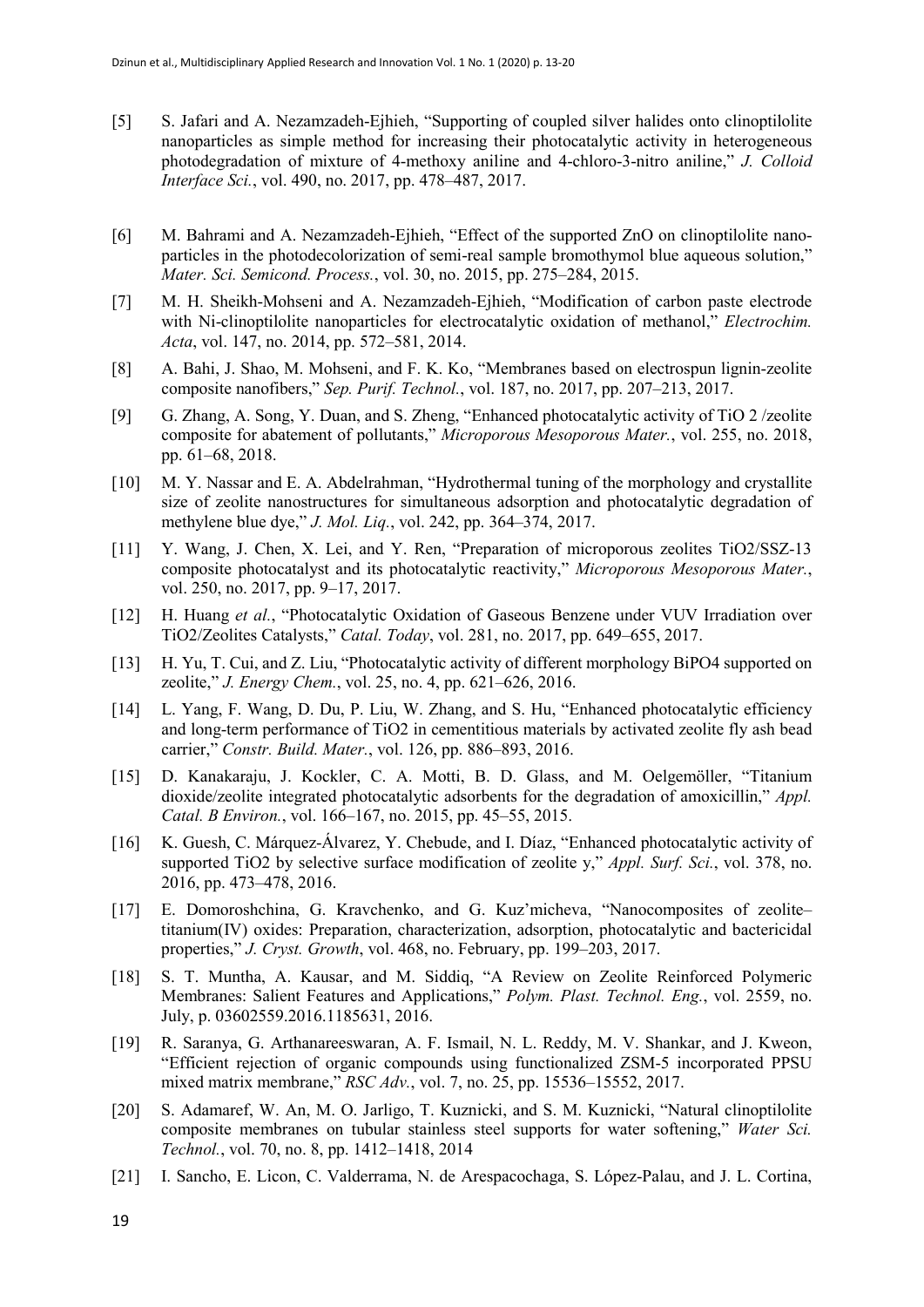[5] S. Jafari and A. Nezamzadeh-Ejhieh, "Supporting of coupled silver halides onto clinoptilolite nanoparticles as simple method for increasing their photocatalytic activity in heterogeneous photodegradation of mixture of 4-methoxy aniline and 4-chloro-3-nitro aniline," *J. Colloid Interface Sci.*, vol. 490, no. 2017, pp. 478–487, 2017.

[6] M. Bahrami and A. Nezamzadeh-Ejhieh, "Effect of the supported ZnO on clinoptilolite nano-particles in the photodecolorization of semi-real sample bromothymol blue aqueous solution," *Mater. Sci. Semicond. Process.*, vol. 30, no. 2015, pp. 275–284, 2015.

[7] M. H. Sheikh-Mohseni and A. Nezamzadeh-Ejhieh, "Modification of carbon paste electrode with Ni-clinoptilolite nanoparticles for electrocatalytic oxidation of methanol," *Electrochim. Acta*, vol. 147, no. 2014, pp. 572–581, 2014.

[8] A. Bahi, J. Shao, M. Mohseni, and F. K. Ko, "Membranes based on electrospun lignin-zeolite composite nanofibers," *Sep. Purif. Technol.*, vol. 187, no. 2017, pp. 207–213, 2017.

[9] G. Zhang, A. Song, Y. Duan, and S. Zheng, "Enhanced photocatalytic activity of TiO 2 /zeolite composite for abatement of pollutants," *Microporous Mesoporous Mater.*, vol. 255, no. 2018, pp. 61–68, 2018.

[10] M. Y. Nassar and E. A. Abdelrahman, "Hydrothermal tuning of the morphology and crystallite size of zeolite nanostructures for simultaneous adsorption and photocatalytic degradation of methylene blue dye," *J. Mol. Liq.*, vol. 242, pp. 364–374, 2017.

[11] Y. Wang, J. Chen, X. Lei, and Y. Ren, "Preparation of microporous zeolites TiO2/SSZ-13 composite photocatalyst and its photocatalytic reactivity," *Microporous Mesoporous Mater.*, vol. 250, no. 2017, pp. 9–17, 2017.

[12] H. Huang *et al.*, "Photocatalytic Oxidation of Gaseous Benzene under VUV Irradiation over TiO2/Zeolites Catalysts," *Catal. Today*, vol. 281, no. 2017, pp. 649–655, 2017.

[13] H. Yu, T. Cui, and Z. Liu, "Photocatalytic activity of different morphology BiPO4 supported on zeolite," *J. Energy Chem.*, vol. 25, no. 4, pp. 621–626, 2016.

[14] L. Yang, F. Wang, D. Du, P. Liu, W. Zhang, and S. Hu, "Enhanced photocatalytic efficiency and long-term performance of TiO2 in cementitious materials by activated zeolite fly ash bead carrier," *Constr. Build. Mater.*, vol. 126, pp. 886–893, 2016.

[15] D. Kanakaraju, J. Kockler, C. A. Motti, B. D. Glass, and M. Oelgemöller, "Titanium dioxide/zeolite integrated photocatalytic adsorbents for the degradation of amoxicillin," *Appl. Catal. B Environ.*, vol. 166–167, no. 2015, pp. 45–55, 2015.

[16] K. Guesh, C. Márquez-Álvarez, Y. Chebude, and I. Díaz, "Enhanced photocatalytic activity of supported TiO2 by selective surface modification of zeolite y," *Appl. Surf. Sci.*, vol. 378, no. 2016, pp. 473–478, 2016.

[17] E. Domoroshchina, G. Kravchenko, and G. Kuz'micheva, "Nanocomposites of zeolite–titanium(IV) oxides: Preparation, characterization, adsorption, photocatalytic and bactericidal properties," *J. Cryst. Growth*, vol. 468, no. February, pp. 199–203, 2017.

[18] S. T. Muntha, A. Kausar, and M. Siddiq, "A Review on Zeolite Reinforced Polymeric Membranes: Salient Features and Applications," *Polym. Plast. Technol. Eng.*, vol. 2559, no. July, p. 03602559.2016.1185631, 2016.

[19] R. Saranya, G. Arthanareeswaran, A. F. Ismail, N. L. Reddy, M. V. Shankar, and J. Kweon, "Efficient rejection of organic compounds using functionalized ZSM-5 incorporated PPSU mixed matrix membrane," *RSC Adv.*, vol. 7, no. 25, pp. 15536–15552, 2017.

[20] S. Adamaref, W. An, M. O. Jarligo, T. Kuznicki, and S. M. Kuznicki, "Natural clinoptilolite composite membranes on tubular stainless steel supports for water softening," *Water Sci. Technol.*, vol. 70, no. 8, pp. 1412–1418, 2014

[21] I. Sancho, E. Licon, C. Valderrama, N. de Arespacochaga, S. López-Palau, and J. L. Cortina,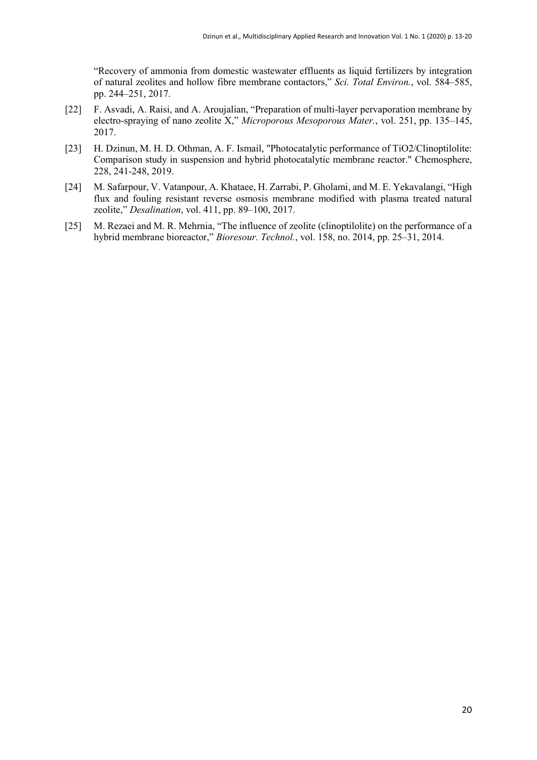"Recovery of ammonia from domestic wastewater effluents as liquid fertilizers by integration of natural zeolites and hollow fibre membrane contactors," *Sci. Total Environ.*, vol. 584–585, pp. 244–251, 2017.

[22] F. Asvadi, A. Raisi, and A. Aroujalian, "Preparation of multi-layer pervaporation membrane by electro-spraying of nano zeolite X," *Microporous Mesoporous Mater.*, vol. 251, pp. 135–145, 2017.

[23] H. Dzinun, M. H. D. Othman, A. F. Ismail, "Photocatalytic performance of TiO2/Clinoptilolite: Comparison study in suspension and hybrid photocatalytic membrane reactor." Chemosphere, 228, 241-248, 2019.

[24] M. Safarpour, V. Vatanpour, A. Khataee, H. Zarrabi, P. Gholami, and M. E. Yekavalangi, "High flux and fouling resistant reverse osmosis membrane modified with plasma treated natural zeolite," *Desalination*, vol. 411, pp. 89–100, 2017.

[25] M. Rezaei and M. R. Mehrnia, "The influence of zeolite (clinoptilolite) on the performance of a hybrid membrane bioreactor," *Bioresour. Technol.*, vol. 158, no. 2014, pp. 25–31, 2014.